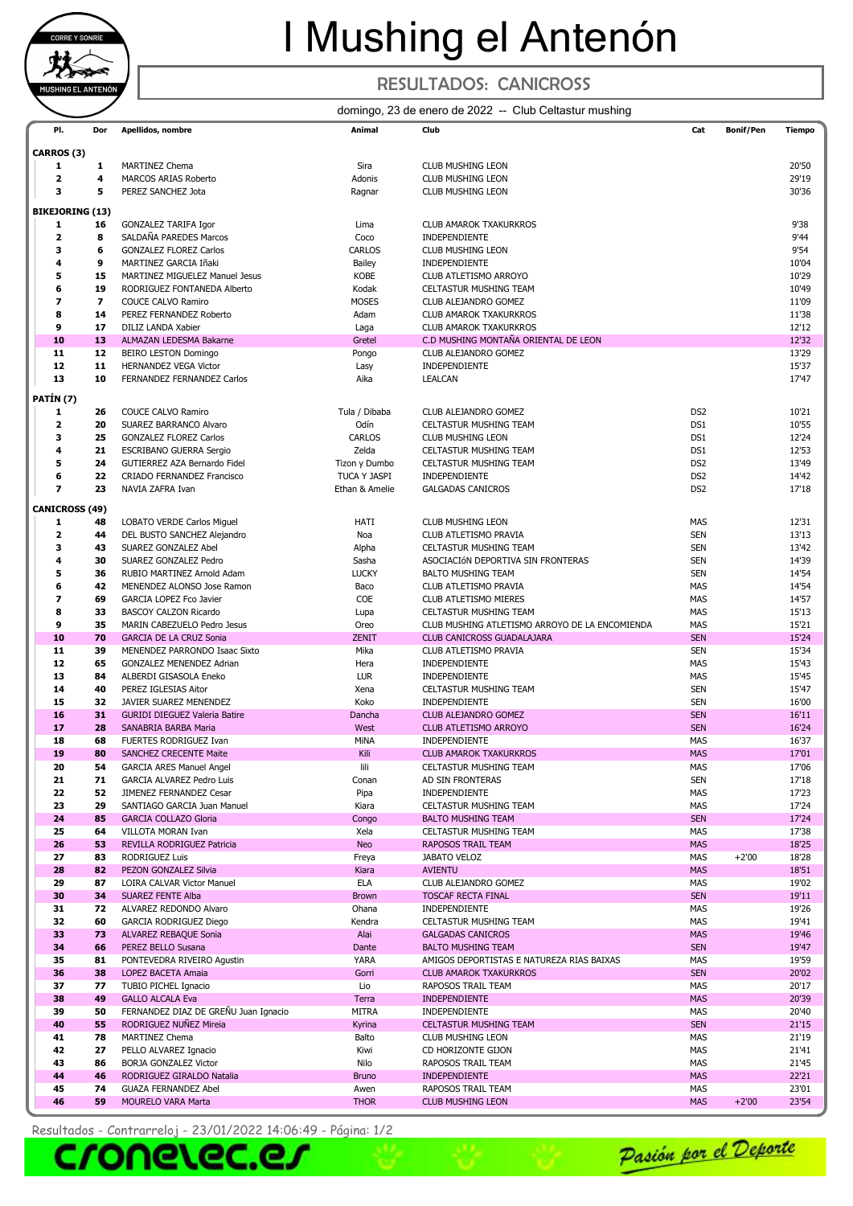# I Mushing el Antenón

## RESULTADOS: CANICROSS

domingo, 23 de enero de 2022 -- Club Celtastur mushing

| Pl. | Dor | Apellidos, nombre | Animal | Club | Cat | Bonif/Pen | Tiempo |
|---|---|---|---|---|---|---|---|
| **CARROS (3)** | | | | | | | |
| 1 | 1 | MARTINEZ Chema | Sira | CLUB MUSHING LEON | | | 20'50 |
| 2 | 4 | MARCOS ARIAS Roberto | Adonis | CLUB MUSHING LEON | | | 29'19 |
| 3 | 5 | PEREZ SANCHEZ Jota | Ragnar | CLUB MUSHING LEON | | | 30'36 |
| **BIKEJORING (13)** | | | | | | | |
| 1 | 16 | GONZALEZ TARIFA Igor | Lima | CLUB AMAROK TXAKURKROS | | | 9'38 |
| 2 | 8 | SALDAÑA PAREDES Marcos | Coco | INDEPENDIENTE | | | 9'44 |
| 3 | 6 | GONZALEZ FLOREZ Carlos | CARLOS | CLUB MUSHING LEON | | | 9'54 |
| 4 | 9 | MARTINEZ GARCIA Iñaki | Bailey | INDEPENDIENTE | | | 10'04 |
| 5 | 15 | MARTINEZ MIGUELEZ Manuel Jesus | KOBE | CLUB ATLETISMO ARROYO | | | 10'29 |
| 6 | 19 | RODRIGUEZ FONTANEDA Alberto | Kodak | CELTASTUR MUSHING TEAM | | | 10'49 |
| 7 | 7 | COUCE CALVO Ramiro | MOSES | CLUB ALEJANDRO GOMEZ | | | 11'09 |
| 8 | 14 | PEREZ FERNANDEZ Roberto | Adam | CLUB AMAROK TXAKURKROS | | | 11'38 |
| 9 | 17 | DILIZ LANDA Xabier | Laga | CLUB AMAROK TXAKURKROS | | | 12'12 |
| 10 | 13 | ALMAZAN LEDESMA Bakarne | Gretel | C.D MUSHING MONTAÑA ORIENTAL DE LEON | | | 12'32 |
| 11 | 12 | BEIRO LESTON Domingo | Pongo | CLUB ALEJANDRO GOMEZ | | | 13'29 |
| 12 | 11 | HERNANDEZ VEGA Victor | Lasy | INDEPENDIENTE | | | 15'37 |
| 13 | 10 | FERNANDEZ FERNANDEZ Carlos | Aika | LEALCAN | | | 17'47 |
| **PATÍN (7)** | | | | | | | |
| 1 | 26 | COUCE CALVO Ramiro | Tula / Dibaba | CLUB ALEJANDRO GOMEZ | DS2 | | 10'21 |
| 2 | 20 | SUAREZ BARRANCO Alvaro | Odín | CELTASTUR MUSHING TEAM | DS1 | | 10'55 |
| 3 | 25 | GONZALEZ FLOREZ Carlos | CARLOS | CLUB MUSHING LEON | DS1 | | 12'24 |
| 4 | 21 | ESCRIBANO GUERRA Sergio | Zelda | CELTASTUR MUSHING TEAM | DS1 | | 12'53 |
| 5 | 24 | GUTIERREZ AZA Bernardo Fidel | Tizon y Dumbo | CELTASTUR MUSHING TEAM | DS2 | | 13'49 |
| 6 | 22 | CRIADO FERNANDEZ Francisco | TUCA Y JASPI | INDEPENDIENTE | DS2 | | 14'42 |
| 7 | 23 | NAVIA ZAFRA Ivan | Ethan & Amelie | GALGADAS CANICROS | DS2 | | 17'18 |
| **CANICROSS (49)** | | | | | | | |
| 1 | 48 | LOBATO VERDE Carlos Miguel | HATI | CLUB MUSHING LEON | MAS | | 12'31 |
| 2 | 44 | DEL BUSTO SANCHEZ Alejandro | Noa | CLUB ATLETISMO PRAVIA | SEN | | 13'13 |
| 3 | 43 | SUAREZ GONZALEZ Abel | Alpha | CELTASTUR MUSHING TEAM | SEN | | 13'42 |
| 4 | 30 | SUAREZ GONZALEZ Pedro | Sasha | ASOCIACIóN DEPORTIVA SIN FRONTERAS | SEN | | 14'39 |
| 5 | 36 | RUBIO MARTINEZ Arnold Adam | LUCKY | BALTO MUSHING TEAM | SEN | | 14'54 |
| 6 | 42 | MENENDEZ ALONSO Jose Ramon | Baco | CLUB ATLETISMO PRAVIA | MAS | | 14'54 |
| 7 | 69 | GARCIA LOPEZ Fco Javier | COE | CLUB ATLETISMO MIERES | MAS | | 14'57 |
| 8 | 33 | BASCOY CALZON Ricardo | Lupa | CELTASTUR MUSHING TEAM | MAS | | 15'13 |
| 9 | 35 | MARIN CABEZUELO Pedro Jesus | Oreo | CLUB MUSHING ATLETISMO ARROYO DE LA ENCOMIENDA | MAS | | 15'21 |
| 10 | 70 | GARCIA DE LA CRUZ Sonia | ZENIT | CLUB CANICROSS GUADALAJARA | SEN | | 15'24 |
| 11 | 39 | MENENDEZ PARRONDO Isaac Sixto | Mika | CLUB ATLETISMO PRAVIA | SEN | | 15'34 |
| 12 | 65 | GONZALEZ MENENDEZ Adrian | Hera | INDEPENDIENTE | MAS | | 15'43 |
| 13 | 84 | ALBERDI GISASOLA Eneko | LUR | INDEPENDIENTE | MAS | | 15'45 |
| 14 | 40 | PEREZ IGLESIAS Aitor | Xena | CELTASTUR MUSHING TEAM | SEN | | 15'47 |
| 15 | 32 | JAVIER SUAREZ MENENDEZ | Koko | INDEPENDIENTE | SEN | | 16'00 |
| 16 | 31 | GURIDI DIEGUEZ Valeria Batire | Dancha | CLUB ALEJANDRO GOMEZ | SEN | | 16'11 |
| 17 | 28 | SANABRIA BARBA Maria | West | CLUB ATLETISMO ARROYO | SEN | | 16'24 |
| 18 | 68 | FUERTES RODRIGUEZ Ivan | MiNA | INDEPENDIENTE | MAS | | 16'37 |
| 19 | 80 | SANCHEZ CRECENTE Maite | Kili | CLUB AMAROK TXAKURKROS | MAS | | 17'01 |
| 20 | 54 | GARCIA ARES Manuel Angel | lili | CELTASTUR MUSHING TEAM | MAS | | 17'06 |
| 21 | 71 | GARCIA ALVAREZ Pedro Luis | Conan | AD SIN FRONTERAS | SEN | | 17'18 |
| 22 | 52 | JIMENEZ FERNANDEZ Cesar | Pipa | INDEPENDIENTE | MAS | | 17'23 |
| 23 | 29 | SANTIAGO GARCIA Juan Manuel | Kiara | CELTASTUR MUSHING TEAM | MAS | | 17'24 |
| 24 | 85 | GARCIA COLLAZO Gloria | Congo | BALTO MUSHING TEAM | SEN | | 17'24 |
| 25 | 64 | VILLOTA MORAN Ivan | Xela | CELTASTUR MUSHING TEAM | MAS | | 17'38 |
| 26 | 53 | REVILLA RODRIGUEZ Patricia | Neo | RAPOSOS TRAIL TEAM | MAS | | 18'25 |
| 27 | 83 | RODRIGUEZ Luis | Freya | JABATO VELOZ | MAS | +2'00 | 18'28 |
| 28 | 82 | PEZON GONZALEZ Silvia | Kiara | AVIENTU | MAS | | 18'51 |
| 29 | 87 | LOIRA CALVAR Victor Manuel | ELA | CLUB ALEJANDRO GOMEZ | MAS | | 19'02 |
| 30 | 34 | SUAREZ FENTE Alba | Brown | TOSCAF RECTA FINAL | SEN | | 19'11 |
| 31 | 72 | ALVAREZ REDONDO Alvaro | Ohana | INDEPENDIENTE | MAS | | 19'26 |
| 32 | 60 | GARCIA RODRIGUEZ Diego | Kendra | CELTASTUR MUSHING TEAM | MAS | | 19'41 |
| 33 | 73 | ALVAREZ REBAQUE Sonia | Alai | GALGADAS CANICROS | MAS | | 19'46 |
| 34 | 66 | PEREZ BELLO Susana | Dante | BALTO MUSHING TEAM | SEN | | 19'47 |
| 35 | 81 | PONTEVEDRA RIVEIRO Agustin | YARA | AMIGOS DEPORTISTAS E NATUREZA RIAS BAIXAS | MAS | | 19'59 |
| 36 | 38 | LOPEZ BACETA Amaia | Gorri | CLUB AMAROK TXAKURKROS | SEN | | 20'02 |
| 37 | 77 | TUBIO PICHEL Ignacio | Lio | RAPOSOS TRAIL TEAM | MAS | | 20'17 |
| 38 | 49 | GALLO ALCALA Eva | Terra | INDEPENDIENTE | MAS | | 20'39 |
| 39 | 50 | FERNANDEZ DIAZ DE GREÑU Juan Ignacio | MITRA | INDEPENDIENTE | MAS | | 20'40 |
| 40 | 55 | RODRIGUEZ NUÑEZ Mireia | Kyrina | CELTASTUR MUSHING TEAM | SEN | | 21'15 |
| 41 | 78 | MARTINEZ Chema | Balto | CLUB MUSHING LEON | MAS | | 21'19 |
| 42 | 27 | PELLO ALVAREZ Ignacio | Kiwi | CD HORIZONTE GIJON | MAS | | 21'41 |
| 43 | 86 | BORJA GONZALEZ Victor | Nilo | RAPOSOS TRAIL TEAM | MAS | | 21'45 |
| 44 | 46 | RODRIGUEZ GIRALDO Natalia | Bruno | INDEPENDIENTE | MAS | | 22'21 |
| 45 | 74 | GUAZA FERNANDEZ Abel | Awen | RAPOSOS TRAIL TEAM | MAS | | 23'01 |
| 46 | 59 | MOURELO VARA Marta | THOR | CLUB MUSHING LEON | MAS | +2'00 | 23'54 |

Resultados - Contrarreloj - 23/01/2022 14:06:49 - Página: 1/2

cronelec.es

Pasión por el Deporte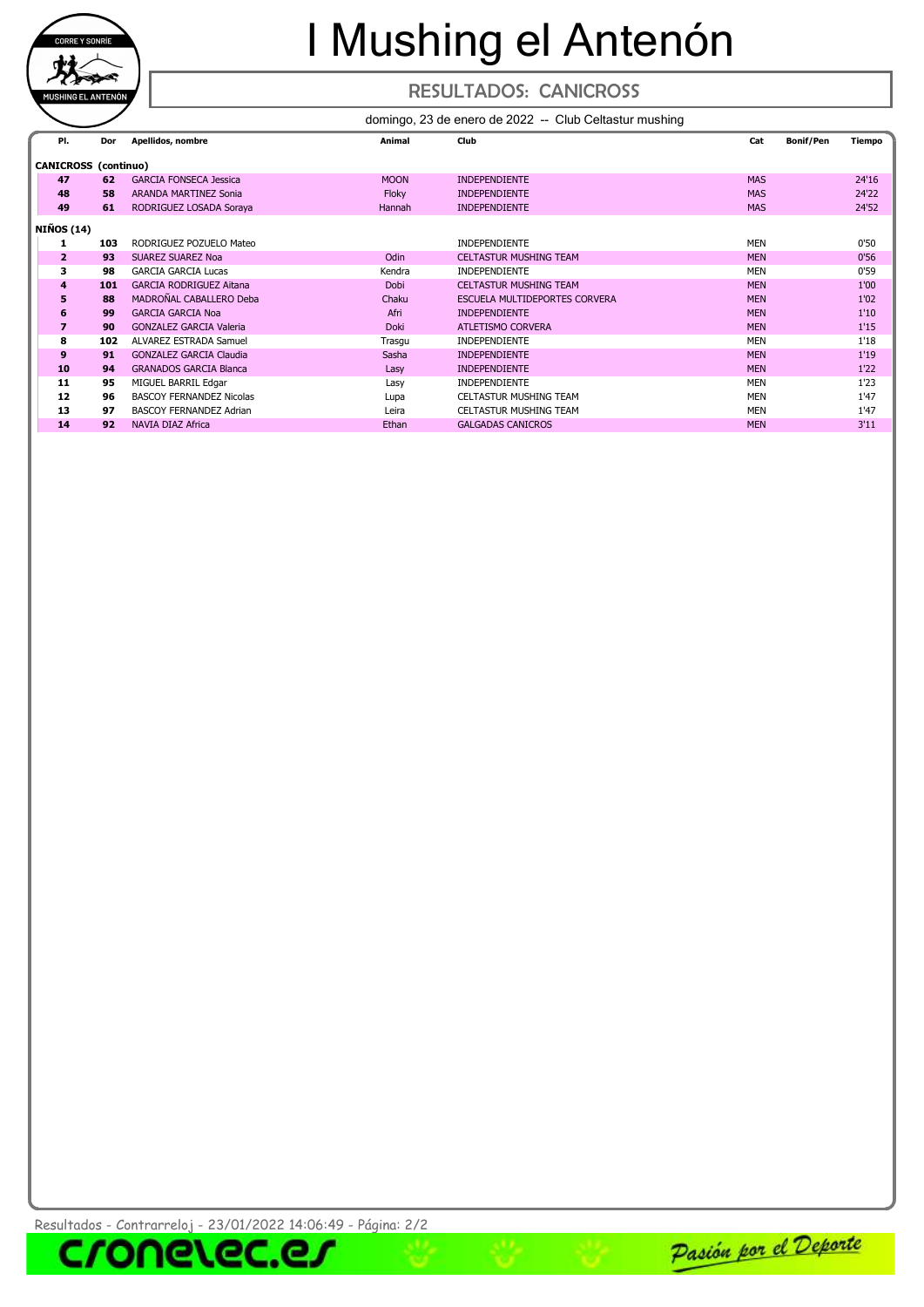# I Mushing el Antenón

## RESULTADOS: CANICROSS

domingo, 23 de enero de 2022 -- Club Celtastur mushing

| Pl. | Dor | Apellidos, nombre | Animal | Club | Cat | Bonif/Pen | Tiempo |
|---|---|---|---|---|---|---|---|
| **CANICROSS (continuo)** | | | | | | | |
| **47** | **62** | GARCIA FONSECA Jessica | MOON | INDEPENDIENTE | MAS | | 24'16 |
| **48** | **58** | ARANDA MARTINEZ Sonia | Floky | INDEPENDIENTE | MAS | | 24'22 |
| **49** | **61** | RODRIGUEZ LOSADA Soraya | Hannah | INDEPENDIENTE | MAS | | 24'52 |
| **NIÑOS (14)** | | | | | | | |
| **1** | **103** | RODRIGUEZ POZUELO Mateo | | INDEPENDIENTE | MEN | | 0'50 |
| **2** | **93** | SUAREZ SUAREZ Noa | Odin | CELTASTUR MUSHING TEAM | MEN | | 0'56 |
| **3** | **98** | GARCIA GARCIA Lucas | Kendra | INDEPENDIENTE | MEN | | 0'59 |
| **4** | **101** | GARCIA RODRIGUEZ Aitana | Dobi | CELTASTUR MUSHING TEAM | MEN | | 1'00 |
| **5** | **88** | MADROÑAL CABALLERO Deba | Chaku | ESCUELA MULTIDEPORTES CORVERA | MEN | | 1'02 |
| **6** | **99** | GARCIA GARCIA Noa | Afri | INDEPENDIENTE | MEN | | 1'10 |
| **7** | **90** | GONZALEZ GARCIA Valeria | Doki | ATLETISMO CORVERA | MEN | | 1'15 |
| **8** | **102** | ALVAREZ ESTRADA Samuel | Trasgu | INDEPENDIENTE | MEN | | 1'18 |
| **9** | **91** | GONZALEZ GARCIA Claudia | Sasha | INDEPENDIENTE | MEN | | 1'19 |
| **10** | **94** | GRANADOS GARCIA Blanca | Lasy | INDEPENDIENTE | MEN | | 1'22 |
| **11** | **95** | MIGUEL BARRIL Edgar | Lasy | INDEPENDIENTE | MEN | | 1'23 |
| **12** | **96** | BASCOY FERNANDEZ Nicolas | Lupa | CELTASTUR MUSHING TEAM | MEN | | 1'47 |
| **13** | **97** | BASCOY FERNANDEZ Adrian | Leira | CELTASTUR MUSHING TEAM | MEN | | 1'47 |
| **14** | **92** | NAVIA DIAZ Africa | Ethan | GALGADAS CANICROS | MEN | | 3'11 |

Resultados - Contrarreloj - 23/01/2022 14:06:49 - Página: 2/2

cronelec.es — Pasión por el Deporte